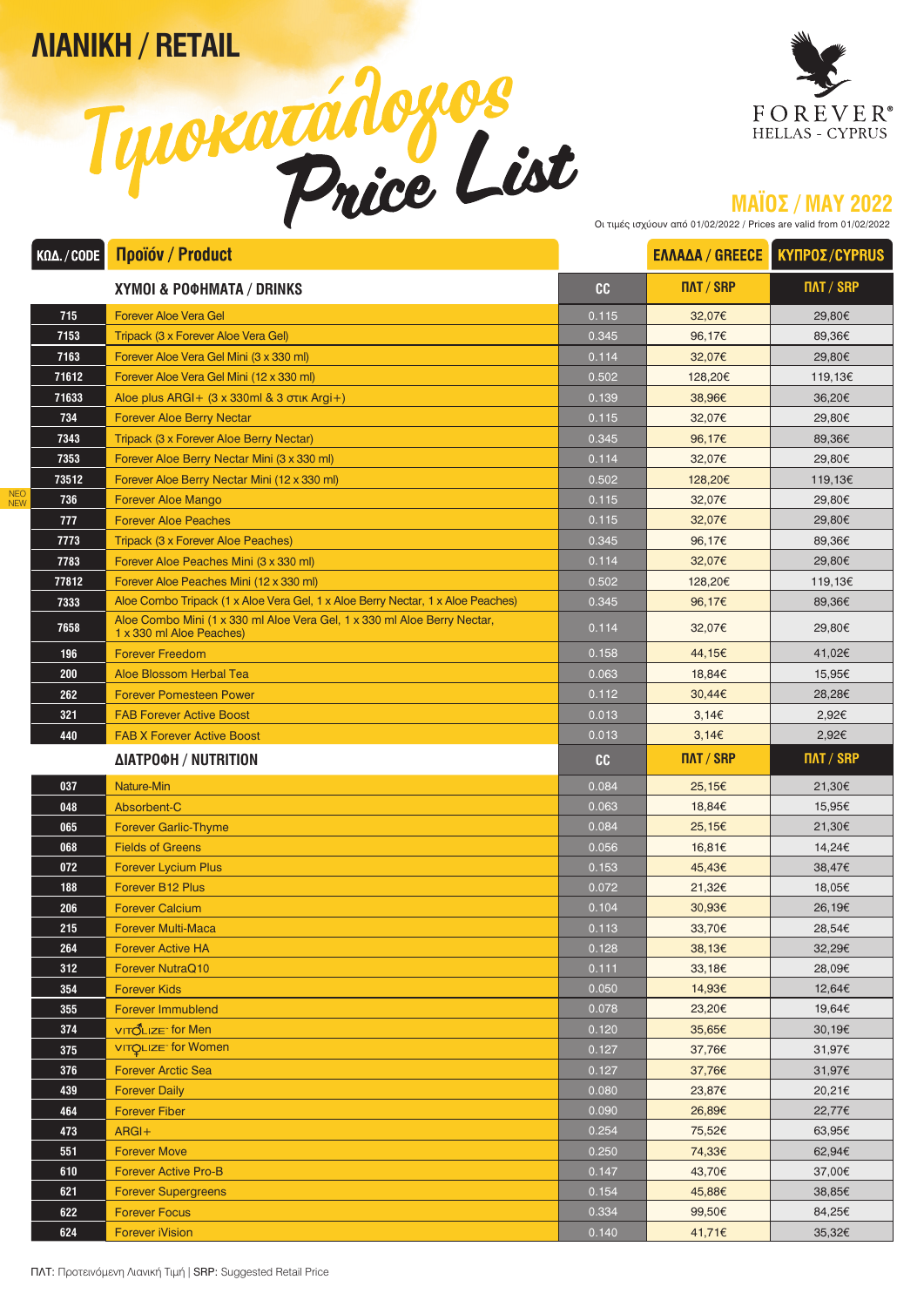# ΛΙΑΝΙΚΗ / RETAIL

# Τιμοκατάλογος Price List

FOREVER® HELLAS - CYPRUS

## ΜΑΪΟΣ / MAY 2022

Οι τιμές ισχύουν από 01/02/2022 / Prices are valid from 01/02/2022

| ΚΩΔ. / CODE | Προϊόν / Product | | ΕΛΛΑΔΑ / GREECE | ΚΥΠΡΟΣ/CYPRUS |
|---|---|---|---|---|
| | **ΧΥΜΟΙ & ΡΟΦΗΜΑΤΑ / DRINKS** | **CC** | **ΠΛΤ / SRP** | **ΠΛΤ / SRP** |
| 715 | Forever Aloe Vera Gel | 0.115 | 32,07€ | 29,80€ |
| 7153 | Tripack (3 x Forever Aloe Vera Gel) | 0.345 | 96,17€ | 89,36€ |
| 7163 | Forever Aloe Vera Gel Mini (3 x 330 ml) | 0.114 | 32,07€ | 29,80€ |
| 71612 | Forever Aloe Vera Gel Mini (12 x 330 ml) | 0.502 | 128,20€ | 119,13€ |
| 71633 | Aloe plus ARGI+ (3 x 330ml & 3 στικ Argi+) | 0.139 | 38,96€ | 36,20€ |
| 734 | Forever Aloe Berry Nectar | 0.115 | 32,07€ | 29,80€ |
| 7343 | Tripack (3 x Forever Aloe Berry Nectar) | 0.345 | 96,17€ | 89,36€ |
| 7353 | Forever Aloe Berry Nectar Mini (3 x 330 ml) | 0.114 | 32,07€ | 29,80€ |
| 73512 | Forever Aloe Berry Nectar Mini (12 x 330 ml) | 0.502 | 128,20€ | 119,13€ |
| 736 (ΝΕΟ / NEW) | Forever Aloe Mango | 0.115 | 32,07€ | 29,80€ |
| 777 | Forever Aloe Peaches | 0.115 | 32,07€ | 29,80€ |
| 7773 | Tripack (3 x Forever Aloe Peaches) | 0.345 | 96,17€ | 89,36€ |
| 7783 | Forever Aloe Peaches Mini (3 x 330 ml) | 0.114 | 32,07€ | 29,80€ |
| 77812 | Forever Aloe Peaches Mini (12 x 330 ml) | 0.502 | 128,20€ | 119,13€ |
| 7333 | Aloe Combo Tripack (1 x Aloe Vera Gel, 1 x Aloe Berry Nectar, 1 x Aloe Peaches) | 0.345 | 96,17€ | 89,36€ |
| 7658 | Aloe Combo Mini (1 x 330 ml Aloe Vera Gel, 1 x 330 ml Aloe Berry Nectar, 1 x 330 ml Aloe Peaches) | 0.114 | 32,07€ | 29,80€ |
| 196 | Forever Freedom | 0.158 | 44,15€ | 41,02€ |
| 200 | Aloe Blossom Herbal Tea | 0.063 | 18,84€ | 15,95€ |
| 262 | Forever Pomesteen Power | 0.112 | 30,44€ | 28,28€ |
| 321 | FAB Forever Active Boost | 0.013 | 3,14€ | 2,92€ |
| 440 | FAB X Forever Active Boost | 0.013 | 3,14€ | 2,92€ |
| | **ΔΙΑΤΡΟΦΗ / NUTRITION** | **CC** | **ΠΛΤ / SRP** | **ΠΛΤ / SRP** |
| 037 | Nature-Min | 0.084 | 25,15€ | 21,30€ |
| 048 | Absorbent-C | 0.063 | 18,84€ | 15,95€ |
| 065 | Forever Garlic-Thyme | 0.084 | 25,15€ | 21,30€ |
| 068 | Fields of Greens | 0.056 | 16,81€ | 14,24€ |
| 072 | Forever Lycium Plus | 0.153 | 45,43€ | 38,47€ |
| 188 | Forever B12 Plus | 0.072 | 21,32€ | 18,05€ |
| 206 | Forever Calcium | 0.104 | 30,93€ | 26,19€ |
| 215 | Forever Multi-Maca | 0.113 | 33,70€ | 28,54€ |
| 264 | Forever Active HA | 0.128 | 38,13€ | 32,29€ |
| 312 | Forever NutraQ10 | 0.111 | 33,18€ | 28,09€ |
| 354 | Forever Kids | 0.050 | 14,93€ | 12,64€ |
| 355 | Forever Immublend | 0.078 | 23,20€ | 19,64€ |
| 374 | VITOLIZE for Men | 0.120 | 35,65€ | 30,19€ |
| 375 | VITOLIZE for Women | 0.127 | 37,76€ | 31,97€ |
| 376 | Forever Arctic Sea | 0.127 | 37,76€ | 31,97€ |
| 439 | Forever Daily | 0.080 | 23,87€ | 20,21€ |
| 464 | Forever Fiber | 0.090 | 26,89€ | 22,77€ |
| 473 | ARGI+ | 0.254 | 75,52€ | 63,95€ |
| 551 | Forever Move | 0.250 | 74,33€ | 62,94€ |
| 610 | Forever Active Pro-B | 0.147 | 43,70€ | 37,00€ |
| 621 | Forever Supergreens | 0.154 | 45,88€ | 38,85€ |
| 622 | Forever Focus | 0.334 | 99,50€ | 84,25€ |
| 624 | Forever iVision | 0.140 | 41,71€ | 35,32€ |

ΠΛΤ: Προτεινόμενη Λιανική Τιμή | SRP: Suggested Retail Price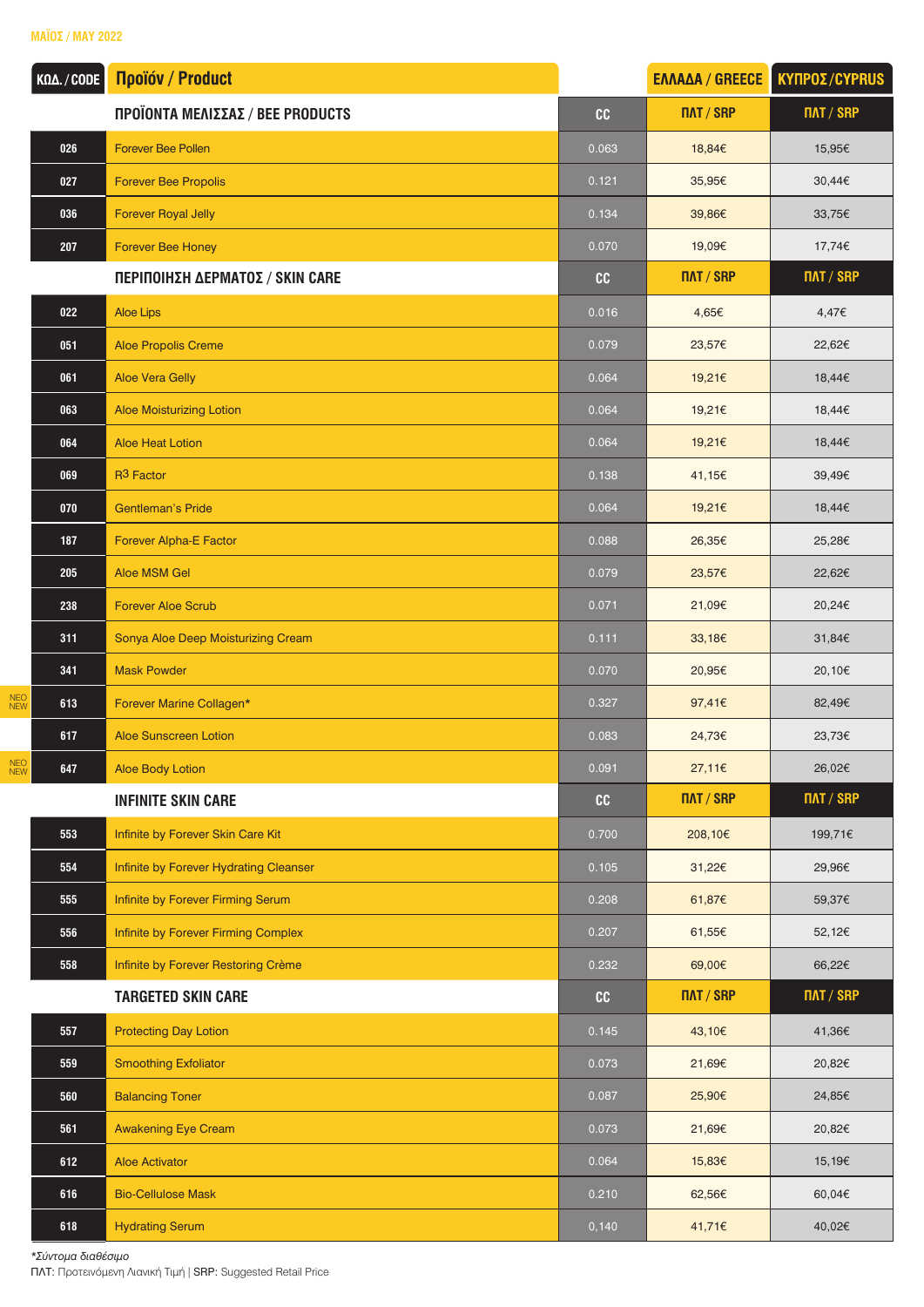ΜΑΪΟΣ / MAY 2022

| | ΚΩΔ. / CODE | Προϊόν / Product | | ΕΛΛΑΔΑ / GREECE | ΚΥΠΡΟΣ/CYPRUS |
|---|---|---|---|---|---|
| | | **ΠΡΟΪΟΝΤΑ ΜΕΛΙΣΣΑΣ / BEE PRODUCTS** | CC | ΠΛΤ / SRP | ΠΛΤ / SRP |
| | 026 | Forever Bee Pollen | 0.063 | 18,84€ | 15,95€ |
| | 027 | Forever Bee Propolis | 0.121 | 35,95€ | 30,44€ |
| | 036 | Forever Royal Jelly | 0.134 | 39,86€ | 33,75€ |
| | 207 | Forever Bee Honey | 0.070 | 19,09€ | 17,74€ |
| | | **ΠΕΡΙΠΟΙΗΣΗ ΔΕΡΜΑΤΟΣ / SKIN CARE** | CC | ΠΛΤ / SRP | ΠΛΤ / SRP |
| | 022 | Aloe Lips | 0.016 | 4,65€ | 4,47€ |
| | 051 | Aloe Propolis Creme | 0.079 | 23,57€ | 22,62€ |
| | 061 | Aloe Vera Gelly | 0.064 | 19,21€ | 18,44€ |
| | 063 | Aloe Moisturizing Lotion | 0.064 | 19,21€ | 18,44€ |
| | 064 | Aloe Heat Lotion | 0.064 | 19,21€ | 18,44€ |
| | 069 | $R^3$ Factor | 0.138 | 41,15€ | 39,49€ |
| | 070 | Gentleman's Pride | 0.064 | 19,21€ | 18,44€ |
| | 187 | Forever Alpha-E Factor | 0.088 | 26,35€ | 25,28€ |
| | 205 | Aloe MSM Gel | 0.079 | 23,57€ | 22,62€ |
| | 238 | Forever Aloe Scrub | 0.071 | 21,09€ | 20,24€ |
| | 311 | Sonya Aloe Deep Moisturizing Cream | 0.111 | 33,18€ | 31,84€ |
| | 341 | Mask Powder | 0.070 | 20,95€ | 20,10€ |
| ΝΕΟ NEW | 613 | Forever Marine Collagen* | 0.327 | 97,41€ | 82,49€ |
| | 617 | Aloe Sunscreen Lotion | 0.083 | 24,73€ | 23,73€ |
| ΝΕΟ NEW | 647 | Aloe Body Lotion | 0.091 | 27,11€ | 26,02€ |
| | | **INFINITE SKIN CARE** | CC | ΠΛΤ / SRP | ΠΛΤ / SRP |
| | 553 | Infinite by Forever Skin Care Kit | 0.700 | 208,10€ | 199,71€ |
| | 554 | Infinite by Forever Hydrating Cleanser | 0.105 | 31,22€ | 29,96€ |
| | 555 | Infinite by Forever Firming Serum | 0.208 | 61,87€ | 59,37€ |
| | 556 | Infinite by Forever Firming Complex | 0.207 | 61,55€ | 52,12€ |
| | 558 | Infinite by Forever Restoring Crème | 0.232 | 69,00€ | 66,22€ |
| | | **TARGETED SKIN CARE** | CC | ΠΛΤ / SRP | ΠΛΤ / SRP |
| | 557 | Protecting Day Lotion | 0.145 | 43,10€ | 41,36€ |
| | 559 | Smoothing Exfoliator | 0.073 | 21,69€ | 20,82€ |
| | 560 | Balancing Toner | 0.087 | 25,90€ | 24,85€ |
| | 561 | Awakening Eye Cream | 0.073 | 21,69€ | 20,82€ |
| | 612 | Aloe Activator | 0.064 | 15,83€ | 15,19€ |
| | 616 | Bio-Cellulose Mask | 0.210 | 62,56€ | 60,04€ |
| | 618 | Hydrating Serum | 0,140 | 41,71€ | 40,02€ |

*\*Σύντομα διαθέσιμο*

ΠΛΤ: Προτεινόμενη Λιανική Τιμή | SRP: Suggested Retail Price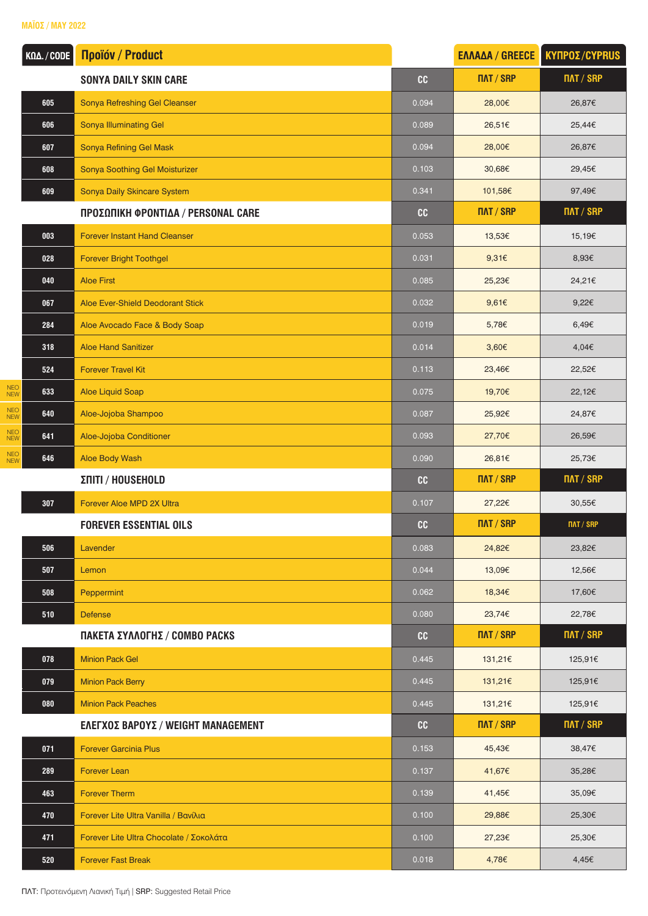ΜΑΪΟΣ / MAY 2022

| ΚΩΔ. / CODE | Προϊόν / Product | | ΕΛΛΑΔΑ / GREECE | ΚΥΠΡΟΣ / CYPRUS |
|---|---|---|---|---|
| | **SONYA DAILY SKIN CARE** | **CC** | **ΠΛΤ / SRP** | **ΠΛΤ / SRP** |
| 605 | Sonya Refreshing Gel Cleanser | 0.094 | 28,00€ | 26,87€ |
| 606 | Sonya Illuminating Gel | 0.089 | 26,51€ | 25,44€ |
| 607 | Sonya Refining Gel Mask | 0.094 | 28,00€ | 26,87€ |
| 608 | Sonya Soothing Gel Moisturizer | 0.103 | 30,68€ | 29,45€ |
| 609 | Sonya Daily Skincare System | 0.341 | 101,58€ | 97,49€ |
| | **ΠΡΟΣΩΠΙΚΗ ΦΡΟΝΤΙΔΑ / PERSONAL CARE** | **CC** | **ΠΛΤ / SRP** | **ΠΛΤ / SRP** |
| 003 | Forever Instant Hand Cleanser | 0.053 | 13,53€ | 15,19€ |
| 028 | Forever Bright Toothgel | 0.031 | 9,31€ | 8,93€ |
| 040 | Aloe First | 0.085 | 25,23€ | 24,21€ |
| 067 | Aloe Ever-Shield Deodorant Stick | 0.032 | 9,61€ | 9,22€ |
| 284 | Aloe Avocado Face & Body Soap | 0.019 | 5,78€ | 6,49€ |
| 318 | Aloe Hand Sanitizer | 0.014 | 3,60€ | 4,04€ |
| 524 | Forever Travel Kit | 0.113 | 23,46€ | 22,52€ |
| 633 (ΝΕΟ / NEW) | Aloe Liquid Soap | 0.075 | 19,70€ | 22,12€ |
| 640 (ΝΕΟ / NEW) | Aloe-Jojoba Shampoo | 0.087 | 25,92€ | 24,87€ |
| 641 (ΝΕΟ / NEW) | Aloe-Jojoba Conditioner | 0.093 | 27,70€ | 26,59€ |
| 646 (ΝΕΟ / NEW) | Aloe Body Wash | 0.090 | 26,81€ | 25,73€ |
| | **ΣΠΙΤΙ / HOUSEHOLD** | **CC** | **ΠΛΤ / SRP** | **ΠΛΤ / SRP** |
| 307 | Forever Aloe MPD 2X Ultra | 0.107 | 27,22€ | 30,55€ |
| | **FOREVER ESSENTIAL OILS** | **CC** | **ΠΛΤ / SRP** | **ΠΛΤ / SRP** |
| 506 | Lavender | 0.083 | 24,82€ | 23,82€ |
| 507 | Lemon | 0.044 | 13,09€ | 12,56€ |
| 508 | Peppermint | 0.062 | 18,34€ | 17,60€ |
| 510 | Defense | 0.080 | 23,74€ | 22,78€ |
| | **ΠΑΚΕΤΑ ΣΥΛΛΟΓΗΣ / COMBO PACKS** | **CC** | **ΠΛΤ / SRP** | **ΠΛΤ / SRP** |
| 078 | Minion Pack Gel | 0.445 | 131,21€ | 125,91€ |
| 079 | Minion Pack Berry | 0.445 | 131,21€ | 125,91€ |
| 080 | Minion Pack Peaches | 0.445 | 131,21€ | 125,91€ |
| | **ΕΛΕΓΧΟΣ ΒΑΡΟΥΣ / WEIGHT MANAGEMENT** | **CC** | **ΠΛΤ / SRP** | **ΠΛΤ / SRP** |
| 071 | Forever Garcinia Plus | 0.153 | 45,43€ | 38,47€ |
| 289 | Forever Lean | 0.137 | 41,67€ | 35,28€ |
| 463 | Forever Therm | 0.139 | 41,45€ | 35,09€ |
| 470 | Forever Lite Ultra Vanilla / Βανίλια | 0.100 | 29,88€ | 25,30€ |
| 471 | Forever Lite Ultra Chocolate / Σοκολάτα | 0.100 | 27,23€ | 25,30€ |
| 520 | Forever Fast Break | 0.018 | 4,78€ | 4,45€ |

ΠΛΤ: Προτεινόμενη Λιανική Τιμή | SRP: Suggested Retail Price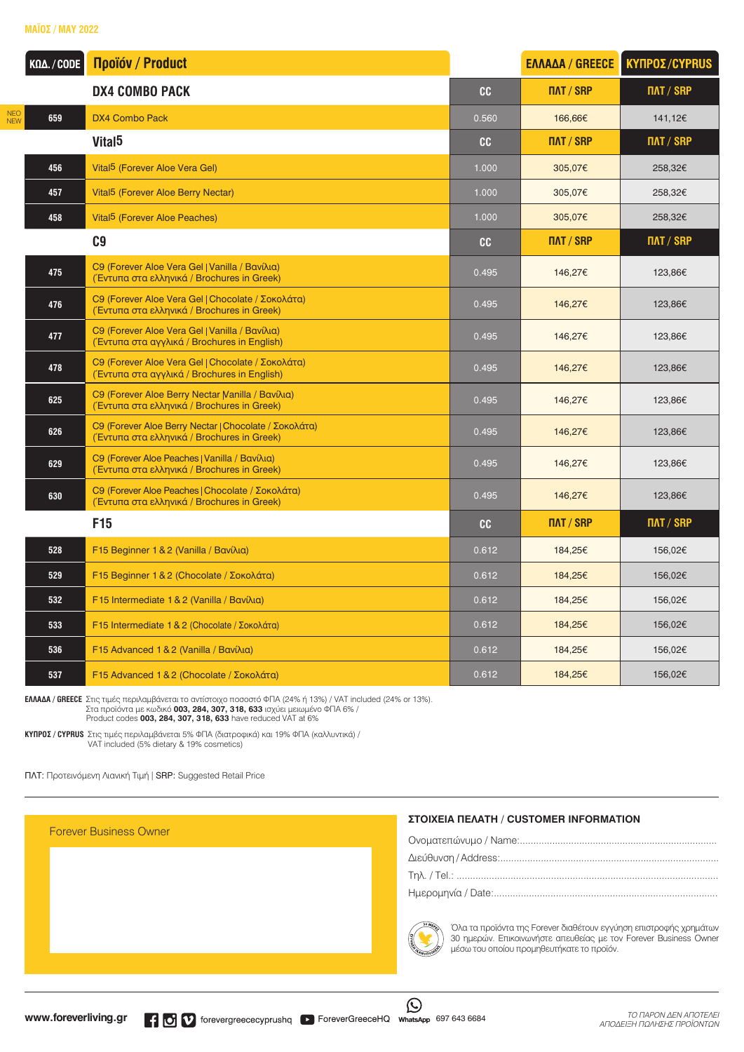ΜΑΪΟΣ / MAY 2022

| ΚΩΔ. / CODE | Προϊόν / Product | | ΕΛΛΑΔΑ / GREECE | ΚΥΠΡΟΣ / CYPRUS |
|---|---|---|---|---|
| | **DX4 COMBO PACK** | **CC** | **ΠΛΤ / SRP** | **ΠΛΤ / SRP** |
| 659 (ΝΕΟ NEW) | DX4 Combo Pack | 0.560 | 166,66€ | 141,12€ |
| | **Vital5** | **CC** | **ΠΛΤ / SRP** | **ΠΛΤ / SRP** |
| 456 | Vital5 (Forever Aloe Vera Gel) | 1.000 | 305,07€ | 258,32€ |
| 457 | Vital5 (Forever Aloe Berry Nectar) | 1.000 | 305,07€ | 258,32€ |
| 458 | Vital5 (Forever Aloe Peaches) | 1.000 | 305,07€ | 258,32€ |
| | **C9** | **CC** | **ΠΛΤ / SRP** | **ΠΛΤ / SRP** |
| 475 | C9 (Forever Aloe Vera Gel \| Vanilla / Βανίλια) (Έντυπα στα ελληνικά / Brochures in Greek) | 0.495 | 146,27€ | 123,86€ |
| 476 | C9 (Forever Aloe Vera Gel \| Chocolate / Σοκολάτα) (Έντυπα στα ελληνικά / Brochures in Greek) | 0.495 | 146,27€ | 123,86€ |
| 477 | C9 (Forever Aloe Vera Gel \| Vanilla / Βανίλια) (Έντυπα στα αγγλικά / Brochures in English) | 0.495 | 146,27€ | 123,86€ |
| 478 | C9 (Forever Aloe Vera Gel \| Chocolate / Σοκολάτα) (Έντυπα στα αγγλικά / Brochures in English) | 0.495 | 146,27€ | 123,86€ |
| 625 | C9 (Forever Aloe Berry Nectar \| Vanilla / Βανίλια) (Έντυπα στα ελληνικά / Brochures in Greek) | 0.495 | 146,27€ | 123,86€ |
| 626 | C9 (Forever Aloe Berry Nectar \| Chocolate / Σοκολάτα) (Έντυπα στα ελληνικά / Brochures in Greek) | 0.495 | 146,27€ | 123,86€ |
| 629 | C9 (Forever Aloe Peaches \| Vanilla / Βανίλια) (Έντυπα στα ελληνικά / Brochures in Greek) | 0.495 | 146,27€ | 123,86€ |
| 630 | C9 (Forever Aloe Peaches \| Chocolate / Σοκολάτα) (Έντυπα στα ελληνικά / Brochures in Greek) | 0.495 | 146,27€ | 123,86€ |
| | **F15** | **CC** | **ΠΛΤ / SRP** | **ΠΛΤ / SRP** |
| 528 | F15 Beginner 1 & 2 (Vanilla / Βανίλια) | 0.612 | 184,25€ | 156,02€ |
| 529 | F15 Beginner 1 & 2 (Chocolate / Σοκολάτα) | 0.612 | 184,25€ | 156,02€ |
| 532 | F15 Intermediate 1 & 2 (Vanilla / Βανίλια) | 0.612 | 184,25€ | 156,02€ |
| 533 | F15 Intermediate 1 & 2 (Chocolate / Σοκολάτα) | 0.612 | 184,25€ | 156,02€ |
| 536 | F15 Advanced 1 & 2 (Vanilla / Βανίλια) | 0.612 | 184,25€ | 156,02€ |
| 537 | F15 Advanced 1 & 2 (Chocolate / Σοκολάτα) | 0.612 | 184,25€ | 156,02€ |

**ΕΛΛΑΔΑ / GREECE** Στις τιμές περιλαμβάνεται το αντίστοιχο ποσοστό ΦΠΑ (24% ή 13%) / VAT included (24% or 13%).
Στα προϊόντα με κωδικό **003, 284, 307, 318, 633** ισχύει μειωμένο ΦΠΑ 6% /
Product codes **003, 284, 307, 318, 633** have reduced VAT at 6%

**ΚΥΠΡΟΣ / CYPRUS** Στις τιμές περιλαμβάνεται 5% ΦΠΑ (διατροφικά) και 19% ΦΠΑ (καλλυντικά) /
VAT included (5% dietary & 19% cosmetics)

ΠΛΤ: Προτεινόμενη Λιανική Τιμή | **SRP:** Suggested Retail Price

Forever Business Owner

**ΣΤΟΙΧΕΙΑ ΠΕΛΑΤΗ / CUSTOMER INFORMATION**

Ονοματεπώνυμο / Name:............................................................

Διεύθυνση / Address:...............................................................

Τηλ. / Tel.: ..............................................................................

Ημερομηνία / Date:...................................................................

Όλα τα προϊόντα της Forever διαθέτουν εγγύηση επιστροφής χρημάτων 30 ημερών. Επικοινωνήστε απευθείας με τον Forever Business Owner μέσω του οποίου προμηθευτήκατε το προϊόν.

**www.foreverliving.gr** forevergreececyprushq ForeverGreeceHQ WhatsApp 697 643 6684

*ΤΟ ΠΑΡΟΝ ΔΕΝ ΑΠΟΤΕΛΕΙ ΑΠΟΔΕΙΞΗ ΠΩΛΗΣΗΣ ΠΡΟΪΟΝΤΩΝ*